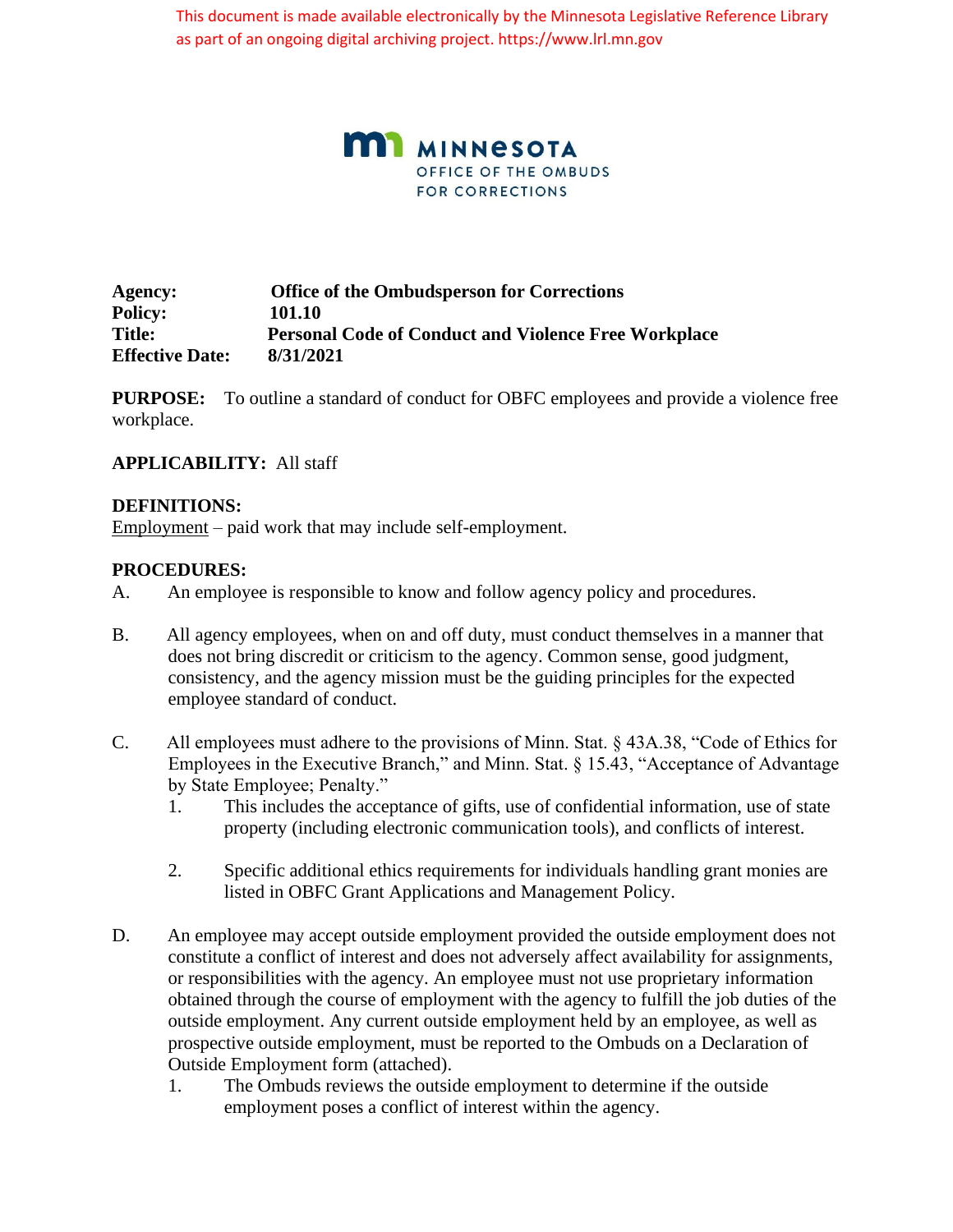This document is made available electronically by the Minnesota Legislative Reference Library as part of an ongoing digital archiving project. https://www.lrl.mn.gov

MINNESOTA
OFFICE OF THE OMBUDS
FOR CORRECTIONS

**Agency:** **Office of the Ombudsperson for Corrections**
**Policy:** **101.10**
**Title:** **Personal Code of Conduct and Violence Free Workplace**
**Effective Date:** **8/31/2021**

**PURPOSE:** To outline a standard of conduct for OBFC employees and provide a violence free workplace.

**APPLICABILITY:** All staff

**DEFINITIONS:**
Employment – paid work that may include self-employment.

**PROCEDURES:**

A. An employee is responsible to know and follow agency policy and procedures.

B. All agency employees, when on and off duty, must conduct themselves in a manner that does not bring discredit or criticism to the agency. Common sense, good judgment, consistency, and the agency mission must be the guiding principles for the expected employee standard of conduct.

C. All employees must adhere to the provisions of Minn. Stat. § 43A.38, "Code of Ethics for Employees in the Executive Branch," and Minn. Stat. § 15.43, "Acceptance of Advantage by State Employee; Penalty."
   1. This includes the acceptance of gifts, use of confidential information, use of state property (including electronic communication tools), and conflicts of interest.
   2. Specific additional ethics requirements for individuals handling grant monies are listed in OBFC Grant Applications and Management Policy.

D. An employee may accept outside employment provided the outside employment does not constitute a conflict of interest and does not adversely affect availability for assignments, or responsibilities with the agency. An employee must not use proprietary information obtained through the course of employment with the agency to fulfill the job duties of the outside employment. Any current outside employment held by an employee, as well as prospective outside employment, must be reported to the Ombuds on a Declaration of Outside Employment form (attached).
   1. The Ombuds reviews the outside employment to determine if the outside employment poses a conflict of interest within the agency.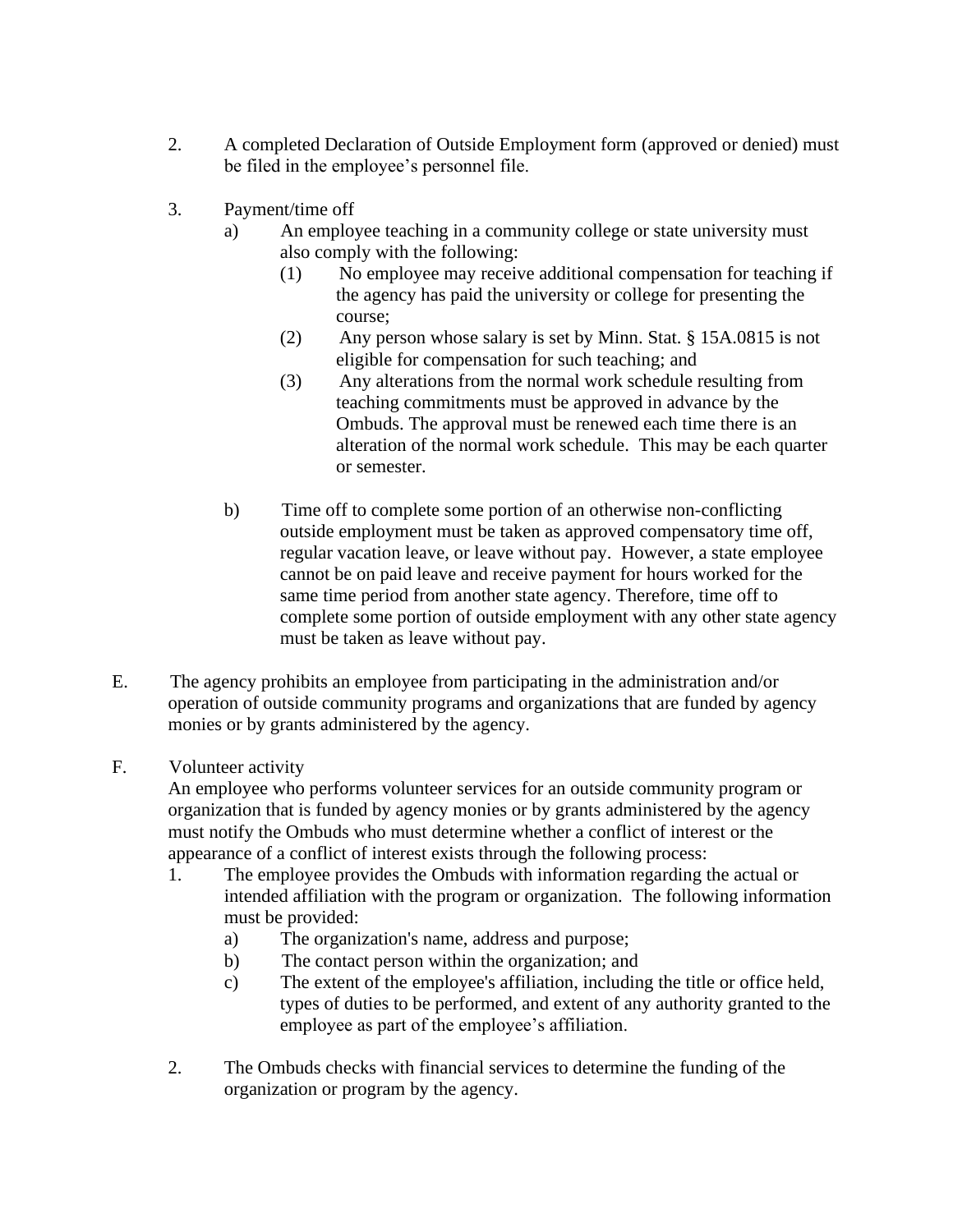2. A completed Declaration of Outside Employment form (approved or denied) must be filed in the employee's personnel file.

3. Payment/time off
   a) An employee teaching in a community college or state university must also comply with the following:
      (1) No employee may receive additional compensation for teaching if the agency has paid the university or college for presenting the course;
      (2) Any person whose salary is set by Minn. Stat. § 15A.0815 is not eligible for compensation for such teaching; and
      (3) Any alterations from the normal work schedule resulting from teaching commitments must be approved in advance by the Ombuds. The approval must be renewed each time there is an alteration of the normal work schedule. This may be each quarter or semester.

   b) Time off to complete some portion of an otherwise non-conflicting outside employment must be taken as approved compensatory time off, regular vacation leave, or leave without pay. However, a state employee cannot be on paid leave and receive payment for hours worked for the same time period from another state agency. Therefore, time off to complete some portion of outside employment with any other state agency must be taken as leave without pay.

E. The agency prohibits an employee from participating in the administration and/or operation of outside community programs and organizations that are funded by agency monies or by grants administered by the agency.

F. Volunteer activity

An employee who performs volunteer services for an outside community program or organization that is funded by agency monies or by grants administered by the agency must notify the Ombuds who must determine whether a conflict of interest or the appearance of a conflict of interest exists through the following process:

1. The employee provides the Ombuds with information regarding the actual or intended affiliation with the program or organization. The following information must be provided:
   a) The organization's name, address and purpose;
   b) The contact person within the organization; and
   c) The extent of the employee's affiliation, including the title or office held, types of duties to be performed, and extent of any authority granted to the employee as part of the employee's affiliation.

2. The Ombuds checks with financial services to determine the funding of the organization or program by the agency.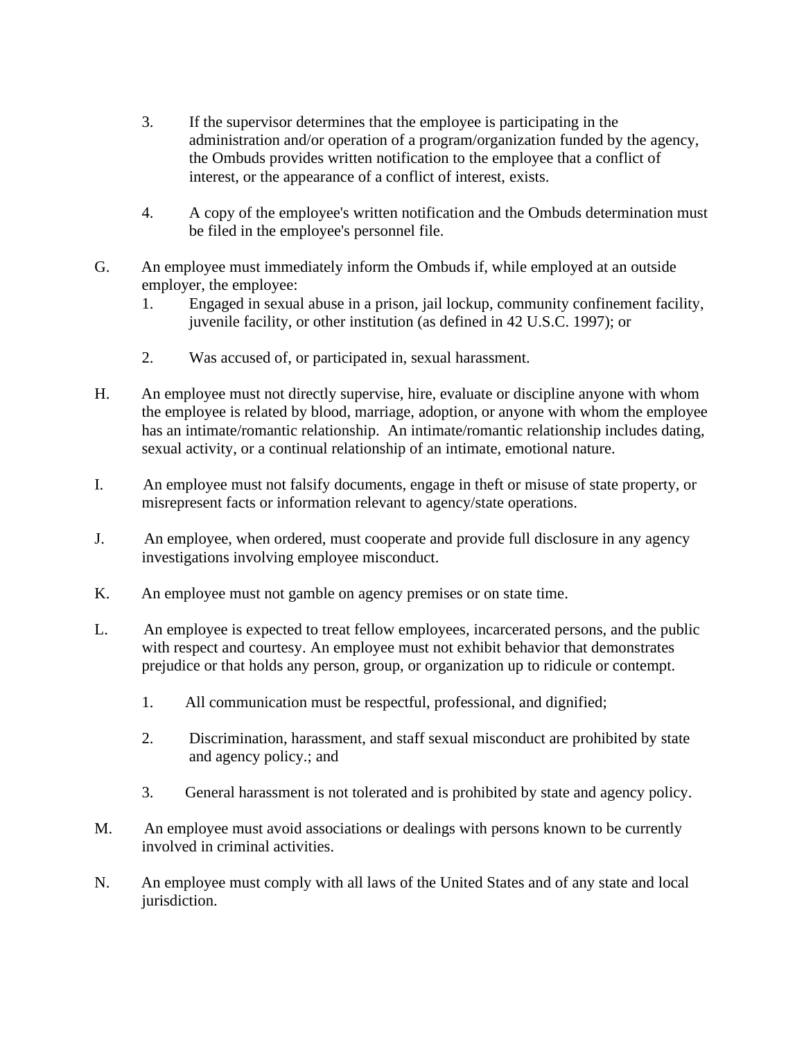3. If the supervisor determines that the employee is participating in the administration and/or operation of a program/organization funded by the agency, the Ombuds provides written notification to the employee that a conflict of interest, or the appearance of a conflict of interest, exists.

4. A copy of the employee's written notification and the Ombuds determination must be filed in the employee's personnel file.

G. An employee must immediately inform the Ombuds if, while employed at an outside employer, the employee:

   1. Engaged in sexual abuse in a prison, jail lockup, community confinement facility, juvenile facility, or other institution (as defined in 42 U.S.C. 1997); or

   2. Was accused of, or participated in, sexual harassment.

H. An employee must not directly supervise, hire, evaluate or discipline anyone with whom the employee is related by blood, marriage, adoption, or anyone with whom the employee has an intimate/romantic relationship. An intimate/romantic relationship includes dating, sexual activity, or a continual relationship of an intimate, emotional nature.

I. An employee must not falsify documents, engage in theft or misuse of state property, or misrepresent facts or information relevant to agency/state operations.

J. An employee, when ordered, must cooperate and provide full disclosure in any agency investigations involving employee misconduct.

K. An employee must not gamble on agency premises or on state time.

L. An employee is expected to treat fellow employees, incarcerated persons, and the public with respect and courtesy. An employee must not exhibit behavior that demonstrates prejudice or that holds any person, group, or organization up to ridicule or contempt.

   1. All communication must be respectful, professional, and dignified;

   2. Discrimination, harassment, and staff sexual misconduct are prohibited by state and agency policy.; and

   3. General harassment is not tolerated and is prohibited by state and agency policy.

M. An employee must avoid associations or dealings with persons known to be currently involved in criminal activities.

N. An employee must comply with all laws of the United States and of any state and local jurisdiction.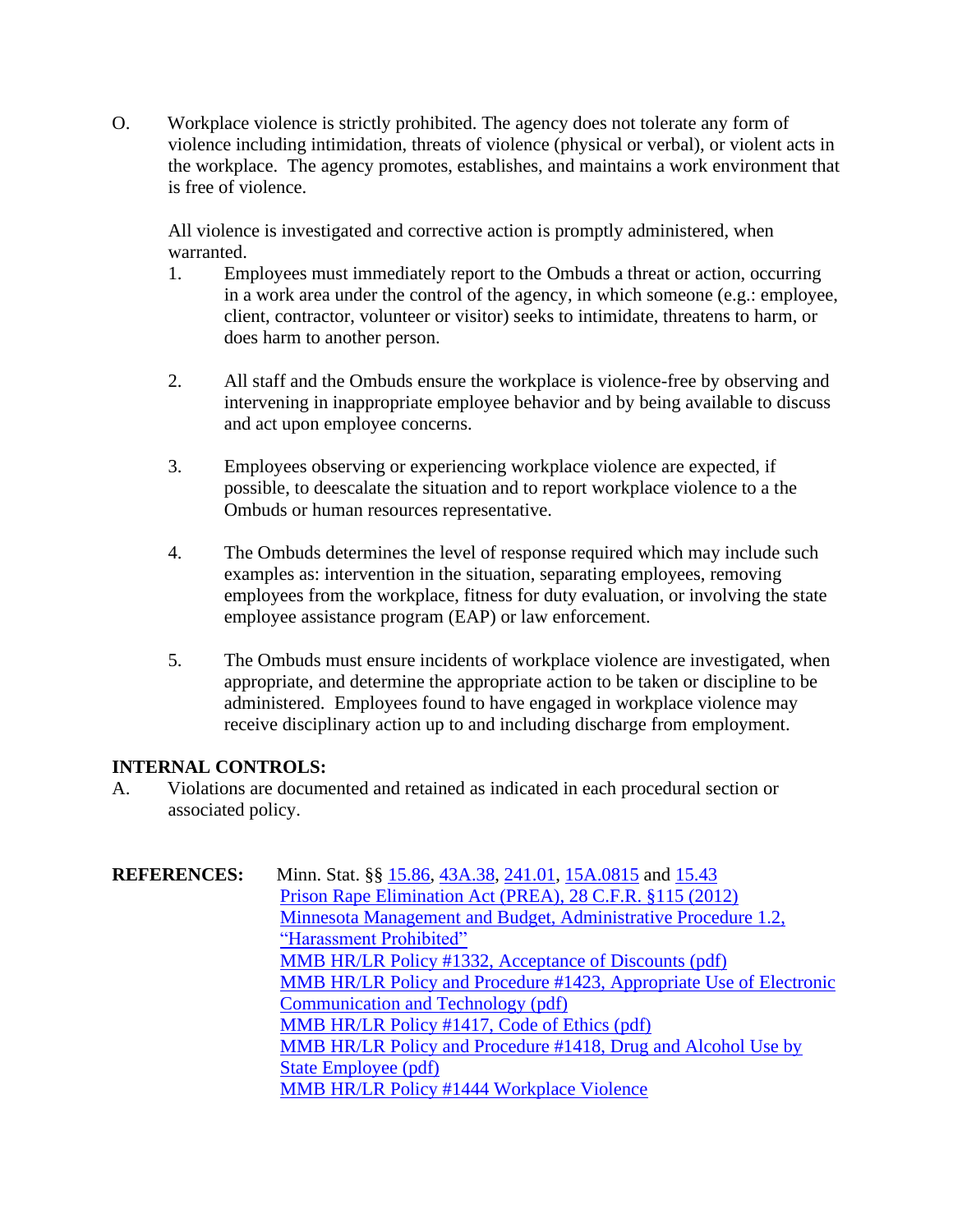O. Workplace violence is strictly prohibited. The agency does not tolerate any form of violence including intimidation, threats of violence (physical or verbal), or violent acts in the workplace. The agency promotes, establishes, and maintains a work environment that is free of violence.

All violence is investigated and corrective action is promptly administered, when warranted.

1. Employees must immediately report to the Ombuds a threat or action, occurring in a work area under the control of the agency, in which someone (e.g.: employee, client, contractor, volunteer or visitor) seeks to intimidate, threatens to harm, or does harm to another person.

2. All staff and the Ombuds ensure the workplace is violence-free by observing and intervening in inappropriate employee behavior and by being available to discuss and act upon employee concerns.

3. Employees observing or experiencing workplace violence are expected, if possible, to deescalate the situation and to report workplace violence to a the Ombuds or human resources representative.

4. The Ombuds determines the level of response required which may include such examples as: intervention in the situation, separating employees, removing employees from the workplace, fitness for duty evaluation, or involving the state employee assistance program (EAP) or law enforcement.

5. The Ombuds must ensure incidents of workplace violence are investigated, when appropriate, and determine the appropriate action to be taken or discipline to be administered. Employees found to have engaged in workplace violence may receive disciplinary action up to and including discharge from employment.

**INTERNAL CONTROLS:**

A. Violations are documented and retained as indicated in each procedural section or associated policy.

**REFERENCES:** Minn. Stat. §§ 15.86, 43A.38, 241.01, 15A.0815 and 15.43
Prison Rape Elimination Act (PREA), 28 C.F.R. §115 (2012)
Minnesota Management and Budget, Administrative Procedure 1.2, "Harassment Prohibited"
MMB HR/LR Policy #1332, Acceptance of Discounts (pdf)
MMB HR/LR Policy and Procedure #1423, Appropriate Use of Electronic Communication and Technology (pdf)
MMB HR/LR Policy #1417, Code of Ethics (pdf)
MMB HR/LR Policy and Procedure #1418, Drug and Alcohol Use by State Employee (pdf)
MMB HR/LR Policy #1444 Workplace Violence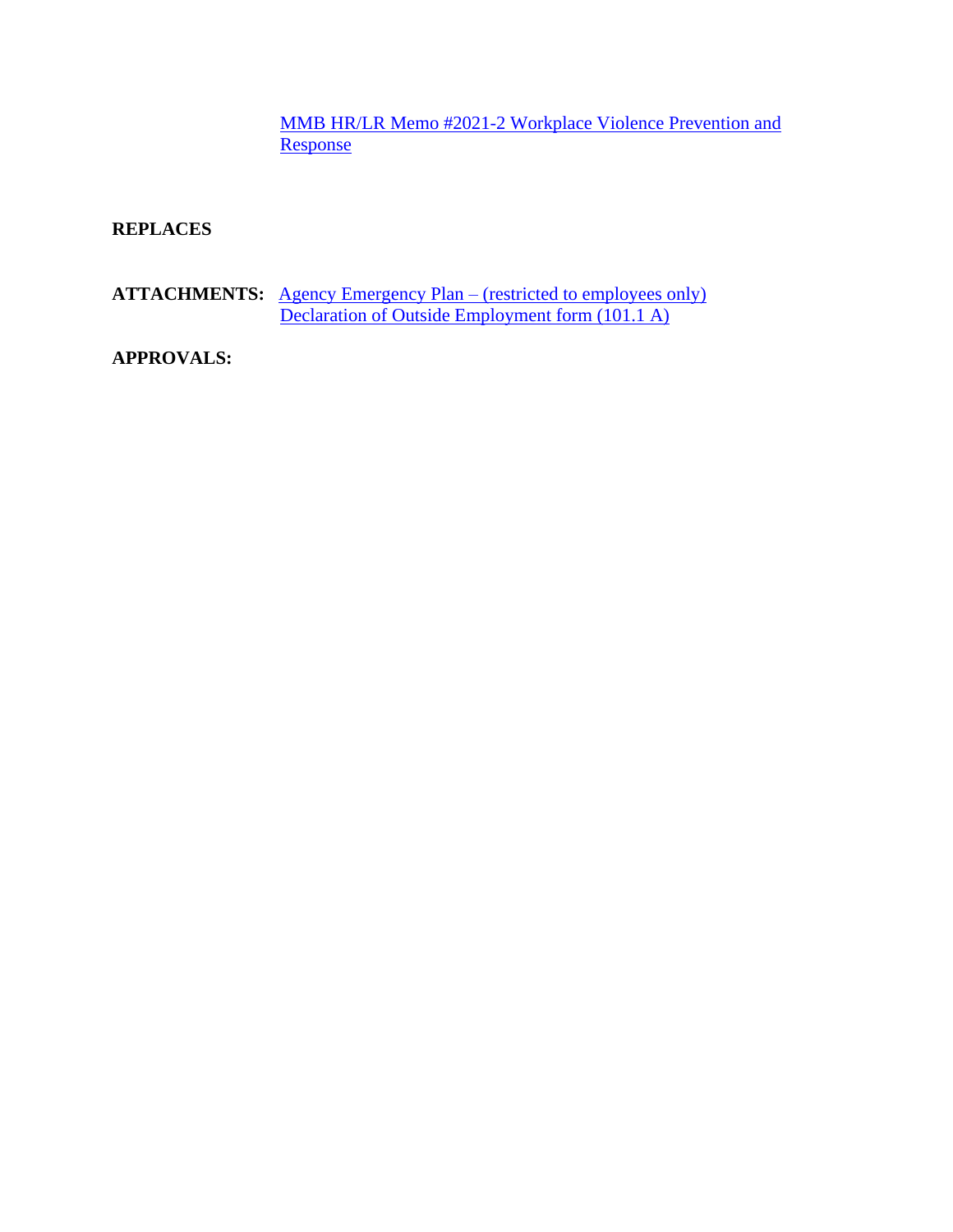MMB HR/LR Memo #2021-2 Workplace Violence Prevention and Response

**REPLACES**

**ATTACHMENTS:** Agency Emergency Plan – (restricted to employees only)
Declaration of Outside Employment form (101.1 A)

**APPROVALS:**